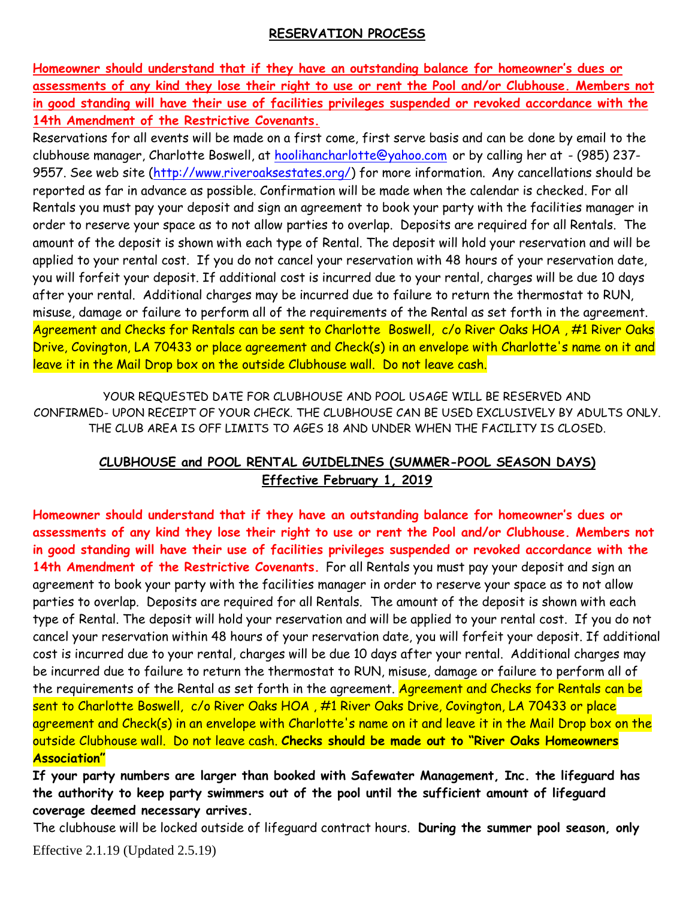## RESERVATION PROCESS

**Homeowner should understand that if they have an outstanding balance for homeowner's dues or assessments of any kind they lose their right to use or rent the Pool and/or Clubhouse. Members not in good standing will have their use of facilities privileges suspended or revoked accordance with the 14th Amendment of the Restrictive Covenants.**

Reservations for all events will be made on a first come, first serve basis and can be done by email to the clubhouse manager, Charlotte Boswell, at hoolihancharlotte@yahoo.com or by calling her at - (985) 237-9557. See web site (http://www.riveroaksestates.org/) for more information. Any cancellations should be reported as far in advance as possible. Confirmation will be made when the calendar is checked. For all Rentals you must pay your deposit and sign an agreement to book your party with the facilities manager in order to reserve your space as to not allow parties to overlap. Deposits are required for all Rentals. The amount of the deposit is shown with each type of Rental. The deposit will hold your reservation and will be applied to your rental cost. If you do not cancel your reservation with 48 hours of your reservation date, you will forfeit your deposit. If additional cost is incurred due to your rental, charges will be due 10 days after your rental. Additional charges may be incurred due to failure to return the thermostat to RUN, misuse, damage or failure to perform all of the requirements of the Rental as set forth in the agreement. Agreement and Checks for Rentals can be sent to Charlotte Boswell, c/o River Oaks HOA , #1 River Oaks Drive, Covington, LA 70433 or place agreement and Check(s) in an envelope with Charlotte's name on it and leave it in the Mail Drop box on the outside Clubhouse wall. Do not leave cash.

YOUR REQUESTED DATE FOR CLUBHOUSE AND POOL USAGE WILL BE RESERVED AND CONFIRMED- UPON RECEIPT OF YOUR CHECK. THE CLUBHOUSE CAN BE USED EXCLUSIVELY BY ADULTS ONLY. THE CLUB AREA IS OFF LIMITS TO AGES 18 AND UNDER WHEN THE FACILITY IS CLOSED.

## CLUBHOUSE and POOL RENTAL GUIDELINES (SUMMER-POOL SEASON DAYS)
## Effective February 1, 2019

**Homeowner should understand that if they have an outstanding balance for homeowner's dues or assessments of any kind they lose their right to use or rent the Pool and/or Clubhouse. Members not in good standing will have their use of facilities privileges suspended or revoked accordance with the 14th Amendment of the Restrictive Covenants.** For all Rentals you must pay your deposit and sign an agreement to book your party with the facilities manager in order to reserve your space as to not allow parties to overlap. Deposits are required for all Rentals. The amount of the deposit is shown with each type of Rental. The deposit will hold your reservation and will be applied to your rental cost. If you do not cancel your reservation within 48 hours of your reservation date, you will forfeit your deposit. If additional cost is incurred due to your rental, charges will be due 10 days after your rental. Additional charges may be incurred due to failure to return the thermostat to RUN, misuse, damage or failure to perform all of the requirements of the Rental as set forth in the agreement. Agreement and Checks for Rentals can be sent to Charlotte Boswell, c/o River Oaks HOA , #1 River Oaks Drive, Covington, LA 70433 or place agreement and Check(s) in an envelope with Charlotte's name on it and leave it in the Mail Drop box on the outside Clubhouse wall. Do not leave cash. **Checks should be made out to "River Oaks Homeowners Association"**

**If your party numbers are larger than booked with Safewater Management, Inc. the lifeguard has the authority to keep party swimmers out of the pool until the sufficient amount of lifeguard coverage deemed necessary arrives.**

The clubhouse will be locked outside of lifeguard contract hours. **During the summer pool season, only**

Effective 2.1.19 (Updated 2.5.19)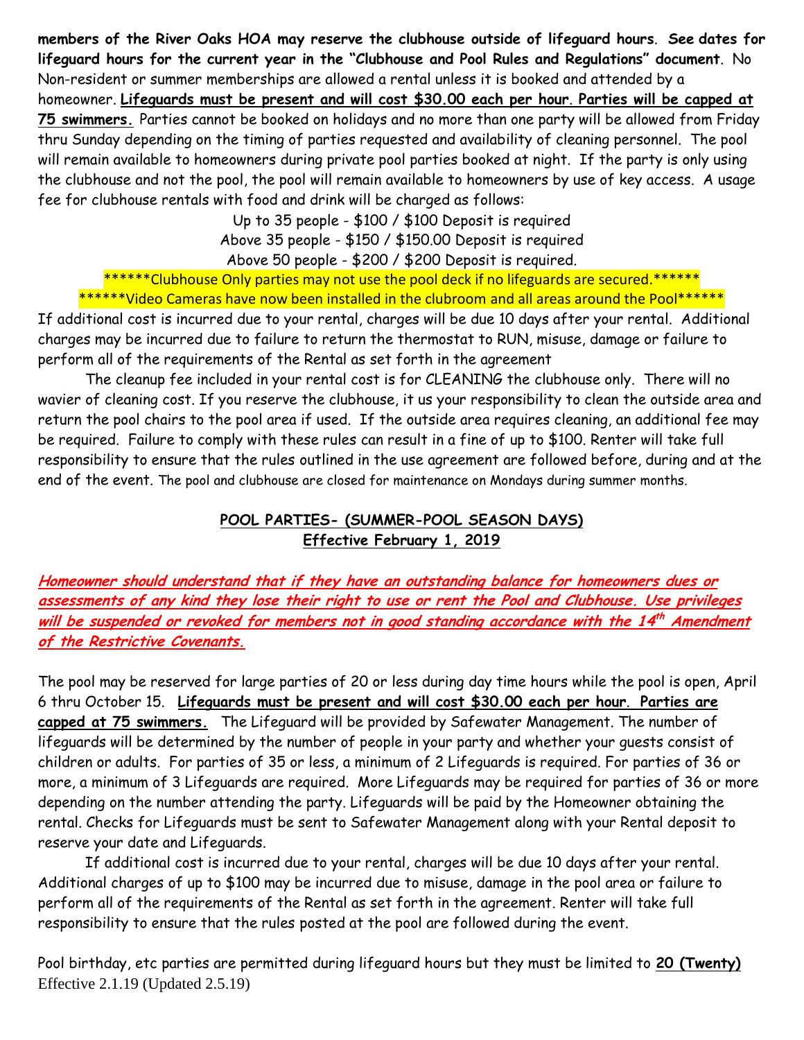**members of the River Oaks HOA may reserve the clubhouse outside of lifeguard hours**. **See dates for lifeguard hours for the current year in the "Clubhouse and Pool Rules and Regulations" document**. No Non-resident or summer memberships are allowed a rental unless it is booked and attended by a homeowner. **Lifeguards must be present and will cost $30.00 each per hour**. **Parties will be capped at 75 swimmers.** Parties cannot be booked on holidays and no more than one party will be allowed from Friday thru Sunday depending on the timing of parties requested and availability of cleaning personnel. The pool will remain available to homeowners during private pool parties booked at night. If the party is only using the clubhouse and not the pool, the pool will remain available to homeowners by use of key access. A usage fee for clubhouse rentals with food and drink will be charged as follows:

Up to 35 people - $100 / $100 Deposit is required
Above 35 people - $150 / $150.00 Deposit is required
Above 50 people - $200 / $200 Deposit is required.

******Clubhouse Only parties may not use the pool deck if no lifeguards are secured.******
******Video Cameras have now been installed in the clubroom and all areas around the Pool******

If additional cost is incurred due to your rental, charges will be due 10 days after your rental. Additional charges may be incurred due to failure to return the thermostat to RUN, misuse, damage or failure to perform all of the requirements of the Rental as set forth in the agreement

The cleanup fee included in your rental cost is for CLEANING the clubhouse only. There will no wavier of cleaning cost. If you reserve the clubhouse, it us your responsibility to clean the outside area and return the pool chairs to the pool area if used. If the outside area requires cleaning, an additional fee may be required. Failure to comply with these rules can result in a fine of up to $100. Renter will take full responsibility to ensure that the rules outlined in the use agreement are followed before, during and at the end of the event. The pool and clubhouse are closed for maintenance on Mondays during summer months.

## POOL PARTIES- (SUMMER-POOL SEASON DAYS)
## Effective February 1, 2019

***Homeowner should understand that if they have an outstanding balance for homeowners dues or assessments of any kind they lose their right to use or rent the Pool and Clubhouse. Use privileges will be suspended or revoked for members not in good standing accordance with the 14th Amendment of the Restrictive Covenants.***

The pool may be reserved for large parties of 20 or less during day time hours while the pool is open, April 6 thru October 15. **Lifeguards must be present and will cost $30.00 each per hour**. **Parties are capped at 75 swimmers.** The Lifeguard will be provided by Safewater Management. The number of lifeguards will be determined by the number of people in your party and whether your guests consist of children or adults. For parties of 35 or less, a minimum of 2 Lifeguards is required. For parties of 36 or more, a minimum of 3 Lifeguards are required. More Lifeguards may be required for parties of 36 or more depending on the number attending the party. Lifeguards will be paid by the Homeowner obtaining the rental. Checks for Lifeguards must be sent to Safewater Management along with your Rental deposit to reserve your date and Lifeguards.

If additional cost is incurred due to your rental, charges will be due 10 days after your rental. Additional charges of up to $100 may be incurred due to misuse, damage in the pool area or failure to perform all of the requirements of the Rental as set forth in the agreement. Renter will take full responsibility to ensure that the rules posted at the pool are followed during the event.

Pool birthday, etc parties are permitted during lifeguard hours but they must be limited to **20 (Twenty)**

Effective 2.1.19 (Updated 2.5.19)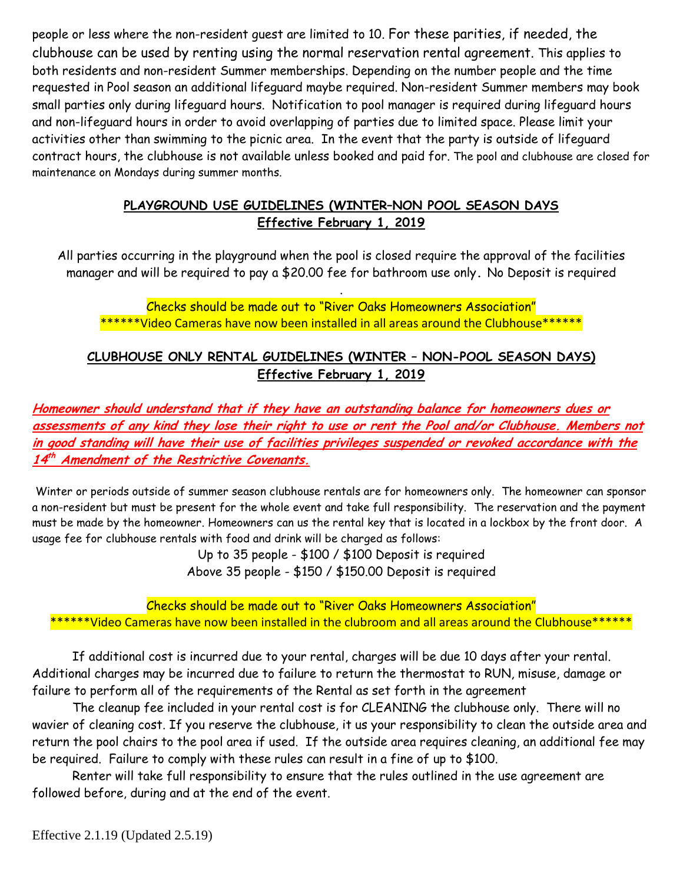people or less where the non-resident guest are limited to 10. For these parities, if needed, the clubhouse can be used by renting using the normal reservation rental agreement. This applies to both residents and non-resident Summer memberships. Depending on the number people and the time requested in Pool season an additional lifeguard maybe required. Non-resident Summer members may book small parties only during lifeguard hours. Notification to pool manager is required during lifeguard hours and non-lifeguard hours in order to avoid overlapping of parties due to limited space. Please limit your activities other than swimming to the picnic area. In the event that the party is outside of lifeguard contract hours, the clubhouse is not available unless booked and paid for. The pool and clubhouse are closed for maintenance on Mondays during summer months.

## PLAYGROUND USE GUIDELINES (WINTER–NON POOL SEASON DAYS
## Effective February 1, 2019

All parties occurring in the playground when the pool is closed require the approval of the facilities manager and will be required to pay a $20.00 fee for bathroom use only. No Deposit is required

.

Checks should be made out to "River Oaks Homeowners Association"

******Video Cameras have now been installed in all areas around the Clubhouse******

## CLUBHOUSE ONLY RENTAL GUIDELINES (WINTER – NON-POOL SEASON DAYS)
## Effective February 1, 2019

***Homeowner should understand that if they have an outstanding balance for homeowners dues or assessments of any kind they lose their right to use or rent the Pool and/or Clubhouse. Members not in good standing will have their use of facilities privileges suspended or revoked accordance with the 14th Amendment of the Restrictive Covenants.***

Winter or periods outside of summer season clubhouse rentals are for homeowners only. The homeowner can sponsor a non-resident but must be present for the whole event and take full responsibility. The reservation and the payment must be made by the homeowner. Homeowners can us the rental key that is located in a lockbox by the front door. A usage fee for clubhouse rentals with food and drink will be charged as follows:

Up to 35 people - $100 / $100 Deposit is required
Above 35 people - $150 / $150.00 Deposit is required

Checks should be made out to "River Oaks Homeowners Association"

******Video Cameras have now been installed in the clubroom and all areas around the Clubhouse******

If additional cost is incurred due to your rental, charges will be due 10 days after your rental. Additional charges may be incurred due to failure to return the thermostat to RUN, misuse, damage or failure to perform all of the requirements of the Rental as set forth in the agreement

The cleanup fee included in your rental cost is for CLEANING the clubhouse only. There will no wavier of cleaning cost. If you reserve the clubhouse, it us your responsibility to clean the outside area and return the pool chairs to the pool area if used. If the outside area requires cleaning, an additional fee may be required. Failure to comply with these rules can result in a fine of up to $100.

Renter will take full responsibility to ensure that the rules outlined in the use agreement are followed before, during and at the end of the event.

Effective 2.1.19 (Updated 2.5.19)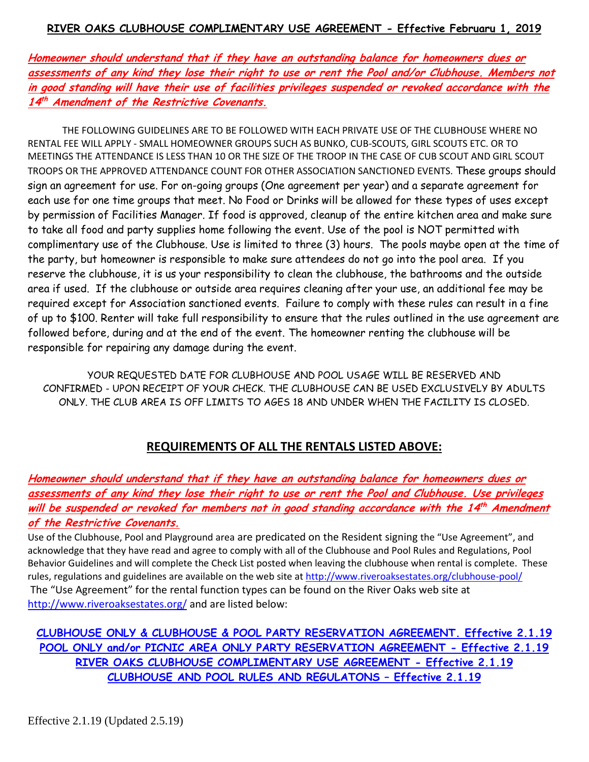## RIVER OAKS CLUBHOUSE COMPLIMENTARY USE AGREEMENT - Effective Februaru 1, 2019

***Homeowner should understand that if they have an outstanding balance for homeowners dues or assessments of any kind they lose their right to use or rent the Pool and/or Clubhouse. Members not in good standing will have their use of facilities privileges suspended or revoked accordance with the 14th Amendment of the Restrictive Covenants.***

THE FOLLOWING GUIDELINES ARE TO BE FOLLOWED WITH EACH PRIVATE USE OF THE CLUBHOUSE WHERE NO RENTAL FEE WILL APPLY - SMALL HOMEOWNER GROUPS SUCH AS BUNKO, CUB-SCOUTS, GIRL SCOUTS ETC. OR TO MEETINGS THE ATTENDANCE IS LESS THAN 10 OR THE SIZE OF THE TROOP IN THE CASE OF CUB SCOUT AND GIRL SCOUT TROOPS OR THE APPROVED ATTENDANCE COUNT FOR OTHER ASSOCIATION SANCTIONED EVENTS. These groups should sign an agreement for use. For on-going groups (One agreement per year) and a separate agreement for each use for one time groups that meet. No Food or Drinks will be allowed for these types of uses except by permission of Facilities Manager. If food is approved, cleanup of the entire kitchen area and make sure to take all food and party supplies home following the event. Use of the pool is NOT permitted with complimentary use of the Clubhouse. Use is limited to three (3) hours. The pools maybe open at the time of the party, but homeowner is responsible to make sure attendees do not go into the pool area. If you reserve the clubhouse, it is us your responsibility to clean the clubhouse, the bathrooms and the outside area if used. If the clubhouse or outside area requires cleaning after your use, an additional fee may be required except for Association sanctioned events. Failure to comply with these rules can result in a fine of up to $100. Renter will take full responsibility to ensure that the rules outlined in the use agreement are followed before, during and at the end of the event. The homeowner renting the clubhouse will be responsible for repairing any damage during the event.

YOUR REQUESTED DATE FOR CLUBHOUSE AND POOL USAGE WILL BE RESERVED AND CONFIRMED - UPON RECEIPT OF YOUR CHECK. THE CLUBHOUSE CAN BE USED EXCLUSIVELY BY ADULTS ONLY. THE CLUB AREA IS OFF LIMITS TO AGES 18 AND UNDER WHEN THE FACILITY IS CLOSED.

## REQUIREMENTS OF ALL THE RENTALS LISTED ABOVE:

***Homeowner should understand that if they have an outstanding balance for homeowners dues or assessments of any kind they lose their right to use or rent the Pool and Clubhouse. Use privileges will be suspended or revoked for members not in good standing accordance with the 14th Amendment of the Restrictive Covenants.***

Use of the Clubhouse, Pool and Playground area are predicated on the Resident signing the "Use Agreement", and acknowledge that they have read and agree to comply with all of the Clubhouse and Pool Rules and Regulations, Pool Behavior Guidelines and will complete the Check List posted when leaving the clubhouse when rental is complete. These rules, regulations and guidelines are available on the web site at http://www.riveroaksestates.org/clubhouse-pool/
The "Use Agreement" for the rental function types can be found on the River Oaks web site at http://www.riveroaksestates.org/ and are listed below:

**CLUBHOUSE ONLY & CLUBHOUSE & POOL PARTY RESERVATION AGREEMENT. Effective 2.1.19**
**POOL ONLY and/or PICNIC AREA ONLY PARTY RESERVATION AGREEMENT - Effective 2.1.19**
**RIVER OAKS CLUBHOUSE COMPLIMENTARY USE AGREEMENT - Effective 2.1.19**
**CLUBHOUSE AND POOL RULES AND REGULATONS – Effective 2.1.19**

Effective 2.1.19 (Updated 2.5.19)